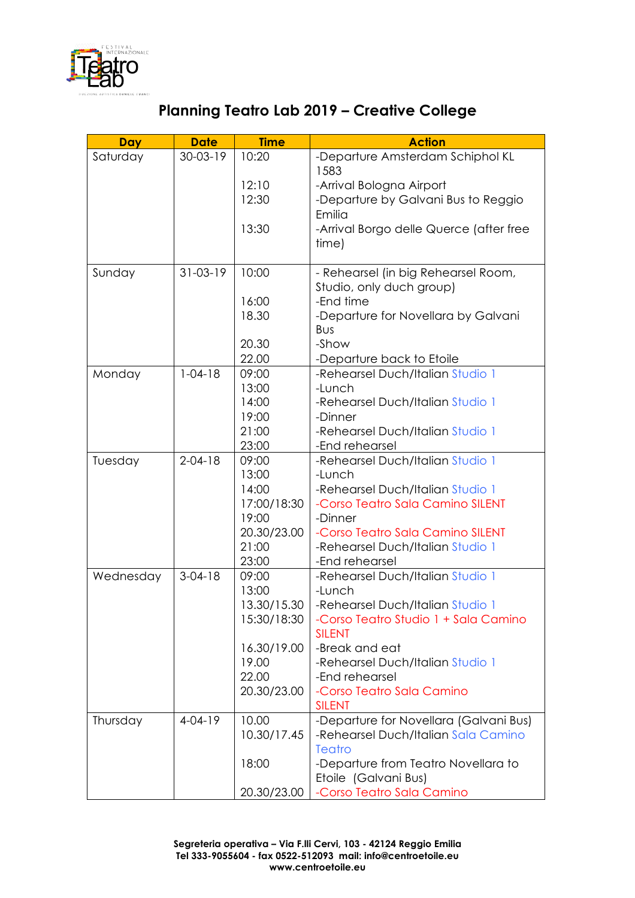# Planning Teatro Lab 2019 – Creative College

| Day | Date | Time | Action |
|---|---|---|---|
| Saturday | 30-03-19 | 10:20<br><br>12:10<br>12:30<br><br>13:30 | -Departure Amsterdam Schiphol KL 1583<br>-Arrival Bologna Airport<br>-Departure by Galvani Bus to Reggio Emilia<br>-Arrival Borgo delle Querce (after free time) |
| Sunday | 31-03-19 | 10:00<br><br>16:00<br>18.30<br><br>20.30<br>22.00 | - Rehearsel (in big Rehearsel Room, Studio, only duch group)<br>-End time<br>-Departure for Novellara by Galvani Bus<br>-Show<br>-Departure back to Etoile |
| Monday | 1-04-18 | 09:00<br>13:00<br>14:00<br>19:00<br>21:00<br>23:00 | -Rehearsel Duch/Italian Studio 1<br>-Lunch<br>-Rehearsel Duch/Italian Studio 1<br>-Dinner<br>-Rehearsel Duch/Italian Studio 1<br>-End rehearsel |
| Tuesday | 2-04-18 | 09:00<br>13:00<br>14:00<br>17:00/18:30<br>19:00<br>20.30/23.00<br>21:00<br>23:00 | -Rehearsel Duch/Italian Studio 1<br>-Lunch<br>-Rehearsel Duch/Italian Studio 1<br>-Corso Teatro Sala Camino SILENT<br>-Dinner<br>-Corso Teatro Sala Camino SILENT<br>-Rehearsel Duch/Italian Studio 1<br>-End rehearsel |
| Wednesday | 3-04-18 | 09:00<br>13:00<br>13.30/15.30<br>15:30/18:30<br><br>16.30/19.00<br>19.00<br>22.00<br>20.30/23.00 | -Rehearsel Duch/Italian Studio 1<br>-Lunch<br>-Rehearsel Duch/Italian Studio 1<br>-Corso Teatro Studio 1 + Sala Camino SILENT<br>-Break and eat<br>-Rehearsel Duch/Italian Studio 1<br>-End rehearsel<br>-Corso Teatro Sala Camino SILENT |
| Thursday | 4-04-19 | 10.00<br>10.30/17.45<br><br>18:00<br><br>20.30/23.00 | -Departure for Novellara (Galvani Bus)<br>-Rehearsel Duch/Italian Sala Camino Teatro<br>-Departure from Teatro Novellara to Etoile (Galvani Bus)<br>-Corso Teatro Sala Camino |

**Segreteria operativa – Via F.lli Cervi, 103 - 42124 Reggio Emilia**
**Tel 333-9055604 - fax 0522-512093 mail: info@centroetoile.eu**
**www.centroetoile.eu**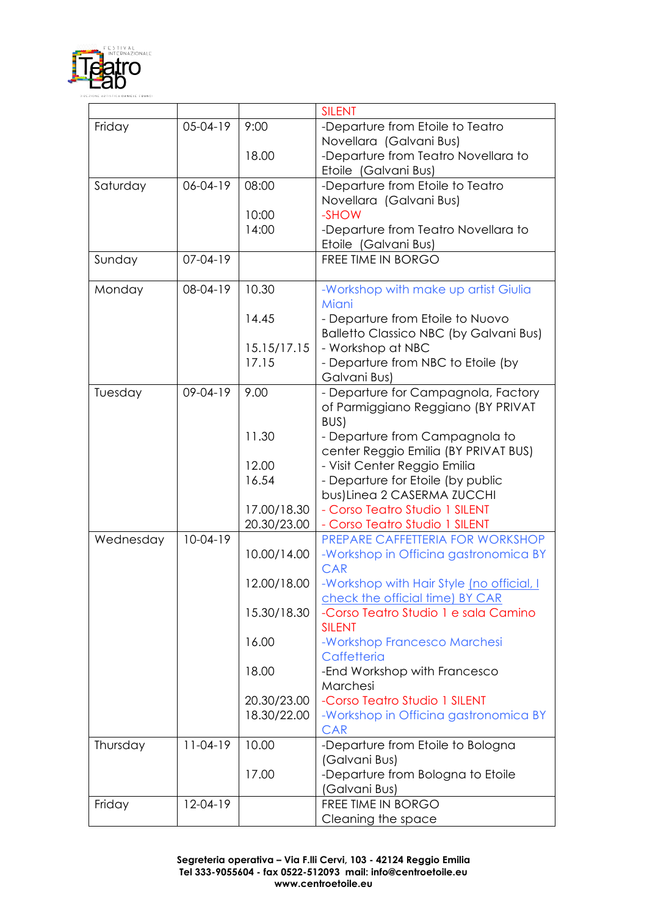| | | | SILENT |
|---|---|---|---|
| Friday | 05-04-19 | 9:00<br><br>18.00 | -Departure from Etoile to Teatro Novellara (Galvani Bus)<br>-Departure from Teatro Novellara to Etoile (Galvani Bus) |
| Saturday | 06-04-19 | 08:00<br><br>10:00<br>14:00 | -Departure from Etoile to Teatro Novellara (Galvani Bus)<br>-SHOW<br>-Departure from Teatro Novellara to Etoile (Galvani Bus) |
| Sunday | 07-04-19 | | FREE TIME IN BORGO |
| Monday | 08-04-19 | 10.30<br><br>14.45<br><br>15.15/17.15<br>17.15 | -Workshop with make up artist Giulia Miani<br>- Departure from Etoile to Nuovo Balletto Classico NBC (by Galvani Bus)<br>- Workshop at NBC<br>- Departure from NBC to Etoile (by Galvani Bus) |
| Tuesday | 09-04-19 | 9.00<br><br><br>11.30<br><br>12.00<br>16.54<br><br>17.00/18.30<br>20.30/23.00 | - Departure for Campagnola, Factory of Parmiggiano Reggiano (BY PRIVAT BUS)<br>- Departure from Campagnola to center Reggio Emilia (BY PRIVAT BUS)<br>- Visit Center Reggio Emilia<br>- Departure for Etoile (by public bus)Linea 2 CASERMA ZUCCHI<br>- Corso Teatro Studio 1 SILENT<br>- Corso Teatro Studio 1 SILENT |
| Wednesday | 10-04-19 | <br>10.00/14.00<br><br>12.00/18.00<br><br>15.30/18.30<br><br>16.00<br><br>18.00<br><br>20.30/23.00<br>18.30/22.00 | PREPARE CAFFETTERIA FOR WORKSHOP<br>-Workshop in Officina gastronomica BY CAR<br>-Workshop with Hair Style (no official, I check the official time) BY CAR<br>-Corso Teatro Studio 1 e sala Camino SILENT<br>-Workshop Francesco Marchesi Caffetteria<br>-End Workshop with Francesco Marchesi<br>-Corso Teatro Studio 1 SILENT<br>-Workshop in Officina gastronomica BY CAR |
| Thursday | 11-04-19 | 10.00<br><br>17.00 | -Departure from Etoile to Bologna (Galvani Bus)<br>-Departure from Bologna to Etoile (Galvani Bus) |
| Friday | 12-04-19 | | FREE TIME IN BORGO<br>Cleaning the space |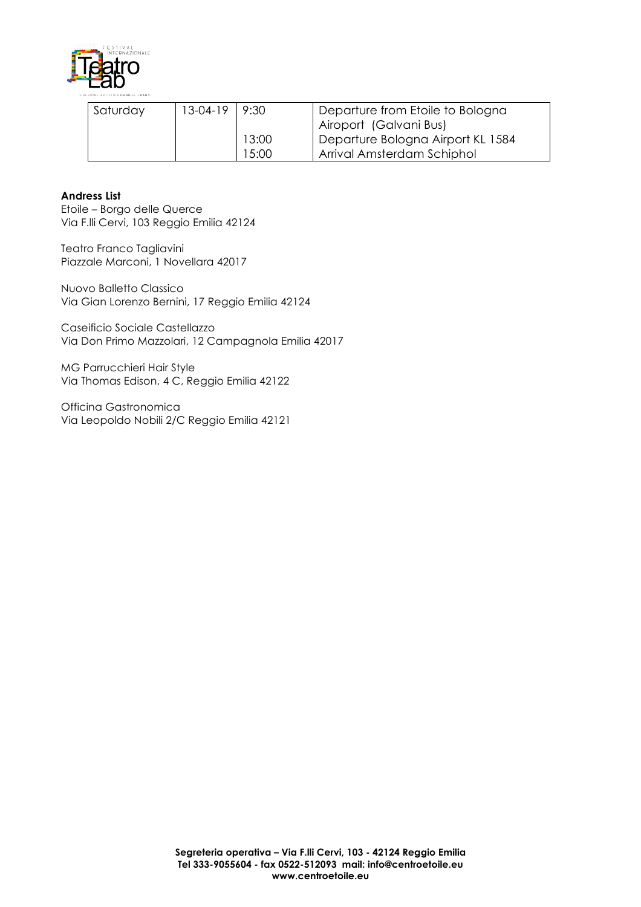| | | | |
|---|---|---|---|
| Saturday | 13-04-19 | 9:30 | Departure from Etoile to Bologna Airoport (Galvani Bus) |
| | | 13:00 | Departure Bologna Airport KL 1584 |
| | | 15:00 | Arrival Amsterdam Schiphol |

**Andress List**

Etoile – Borgo delle Querce
Via F.lli Cervi, 103 Reggio Emilia 42124

Teatro Franco Tagliavini
Piazzale Marconi, 1 Novellara 42017

Nuovo Balletto Classico
Via Gian Lorenzo Bernini, 17 Reggio Emilia 42124

Caseificio Sociale Castellazzo
Via Don Primo Mazzolari, 12 Campagnola Emilia 42017

MG Parrucchieri Hair Style
Via Thomas Edison, 4 C, Reggio Emilia 42122

Officina Gastronomica
Via Leopoldo Nobili 2/C Reggio Emilia 42121